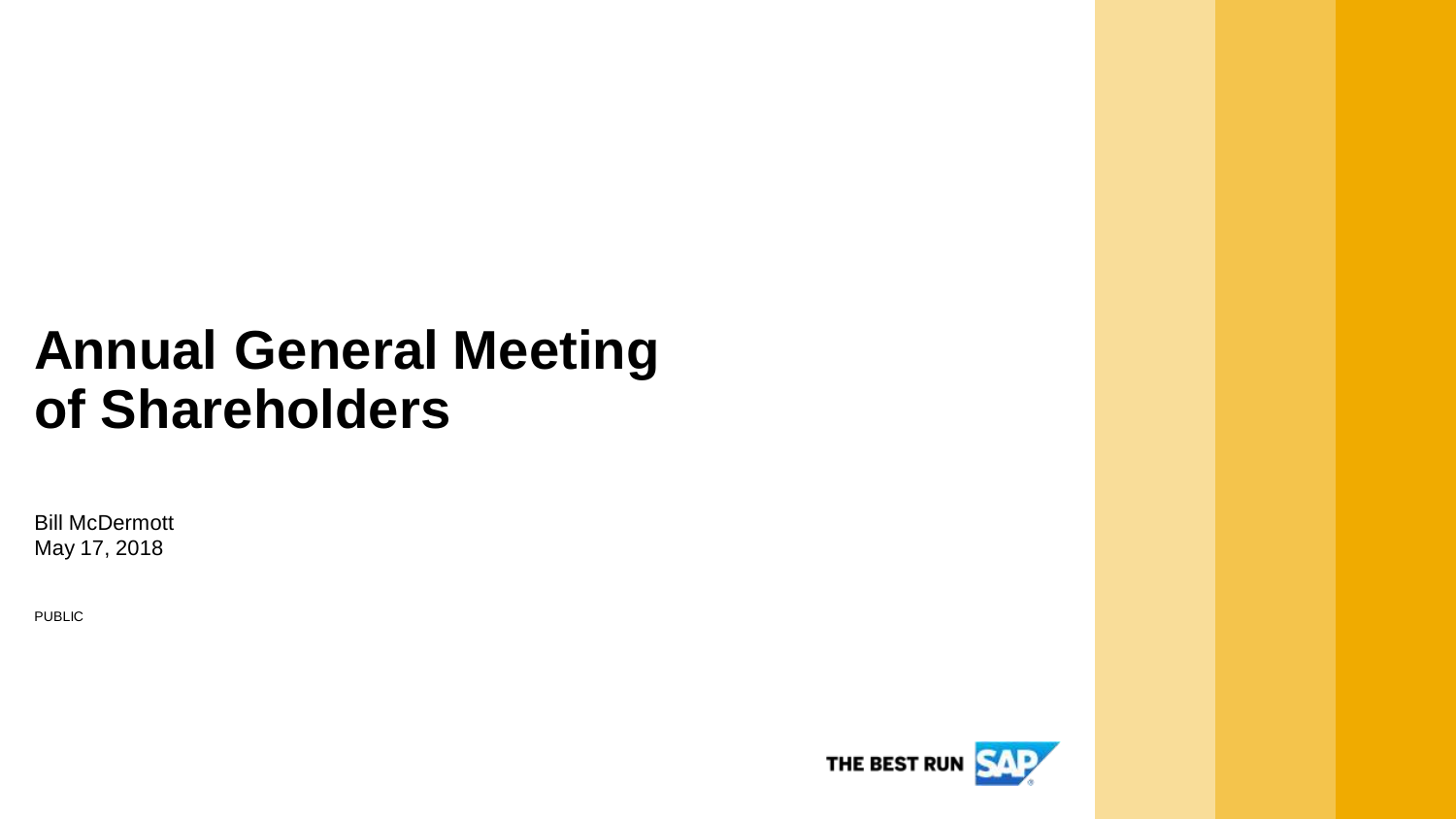# Annual General Meeting of Shareholders

Bill McDermott
May 17, 2018

PUBLIC

THE BEST RUN SAP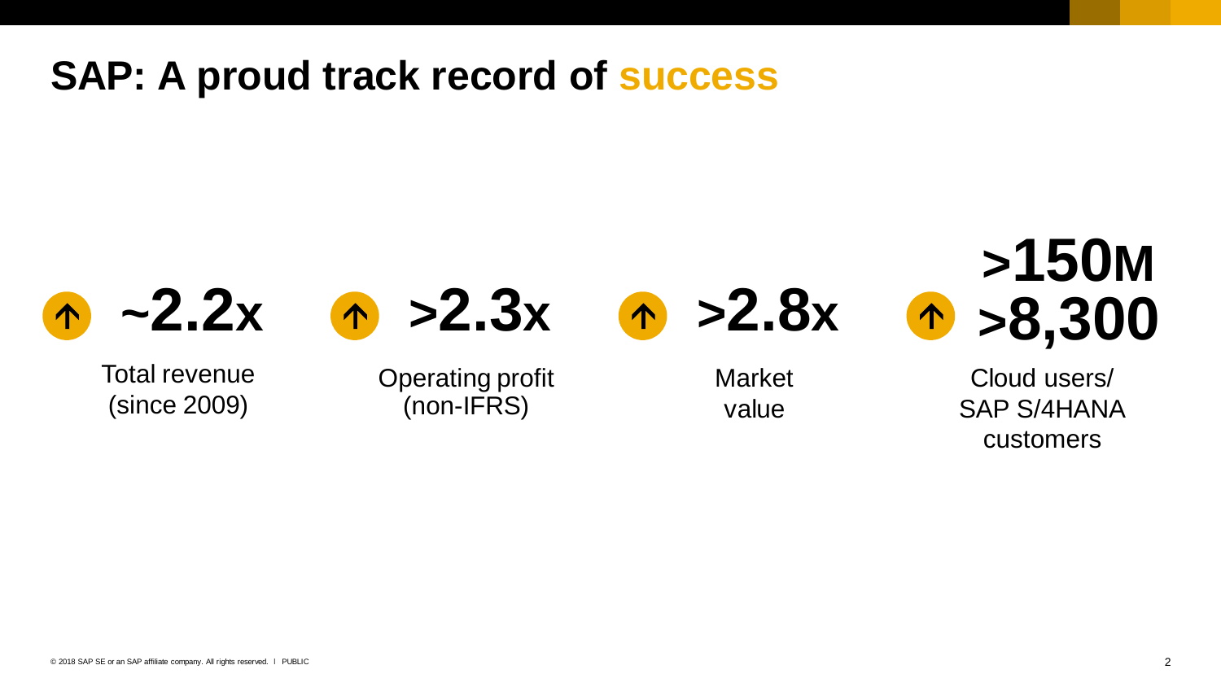# SAP: A proud track record of success

**~2.2x**
Total revenue (since 2009)

**>2.3x**
Operating profit (non-IFRS)

**>2.8x**
Market value

**>150M**
**>8,300**
Cloud users/ SAP S/4HANA customers

© 2018 SAP SE or an SAP affiliate company. All rights reserved. I PUBLIC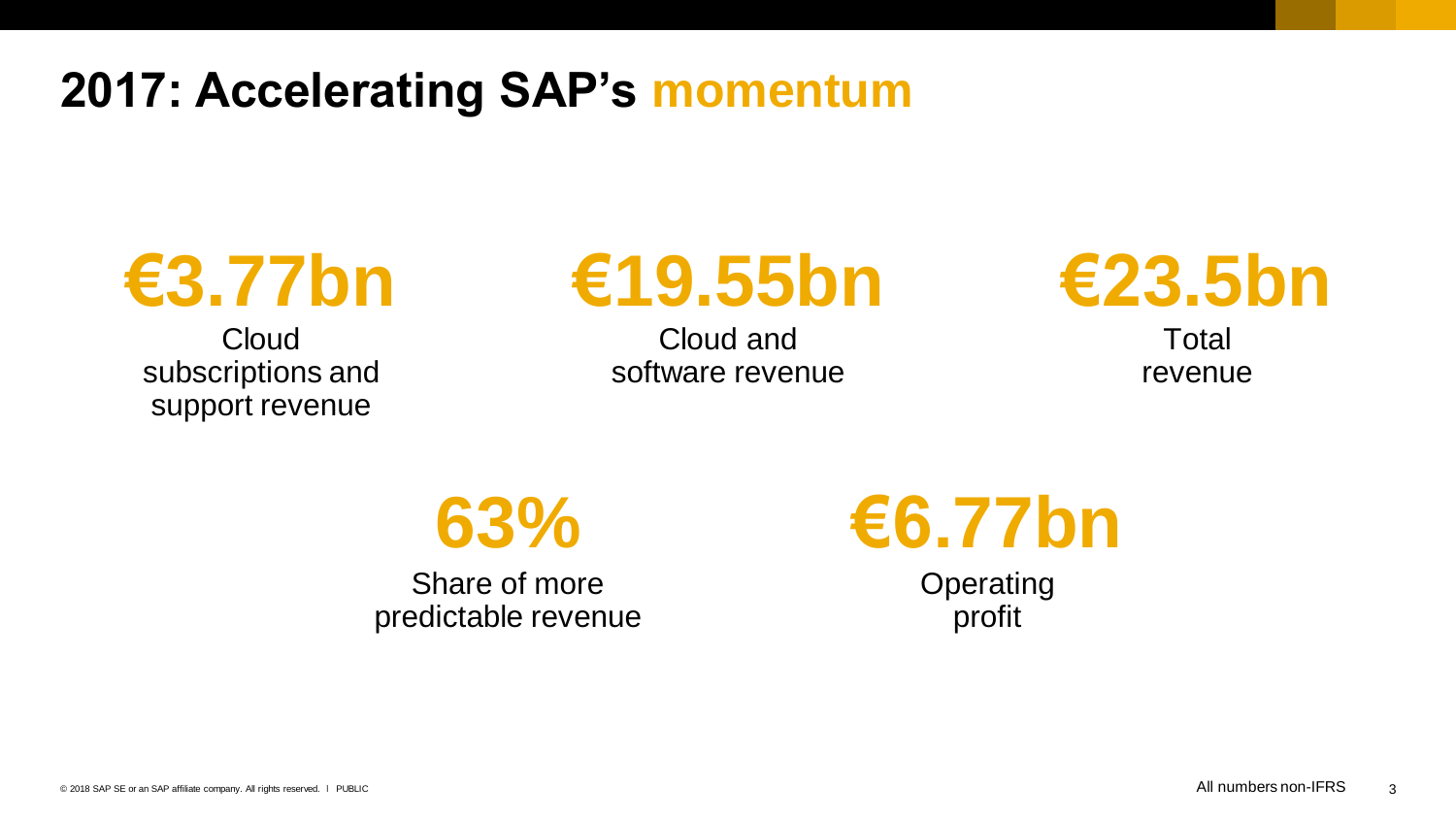# 2017: Accelerating SAP's momentum

**€3.77bn**
Cloud subscriptions and support revenue

**€19.55bn**
Cloud and software revenue

**€23.5bn**
Total revenue

**63%**
Share of more predictable revenue

**€6.77bn**
Operating profit

All numbers non-IFRS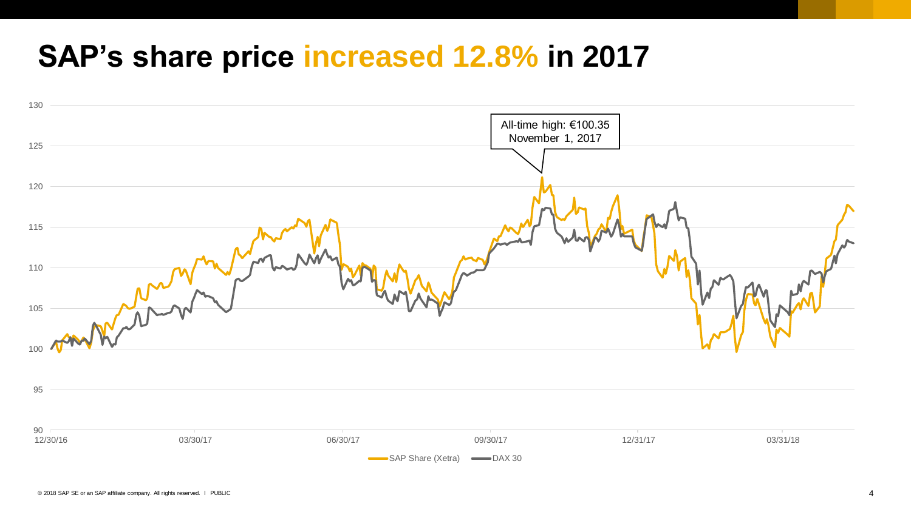# SAP's share price increased 12.8% in 2017

All-time high: €100.35
November 1, 2017

130
125
120
115
110
105
100
95
90

12/30/16 03/30/17 06/30/17 09/30/17 12/31/17 03/31/18

SAP Share (Xetra) DAX 30

© 2018 SAP SE or an SAP affiliate company. All rights reserved. ǀ PUBLIC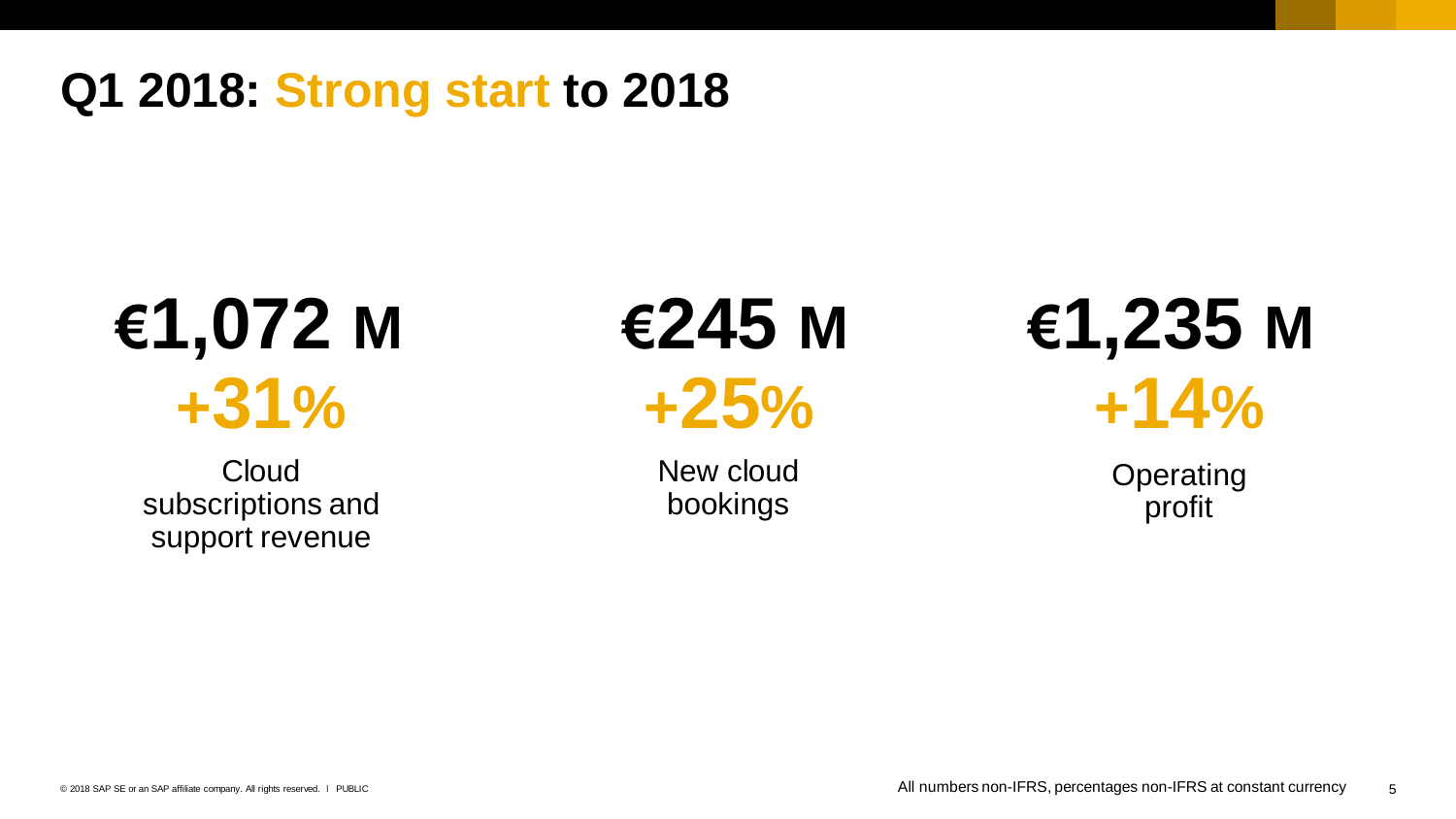# Q1 2018: Strong start to 2018

**€1,072 M**
**+31%**
Cloud subscriptions and support revenue

**€245 M**
**+25%**
New cloud bookings

**€1,235 M**
**+14%**
Operating profit

All numbers non-IFRS, percentages non-IFRS at constant currency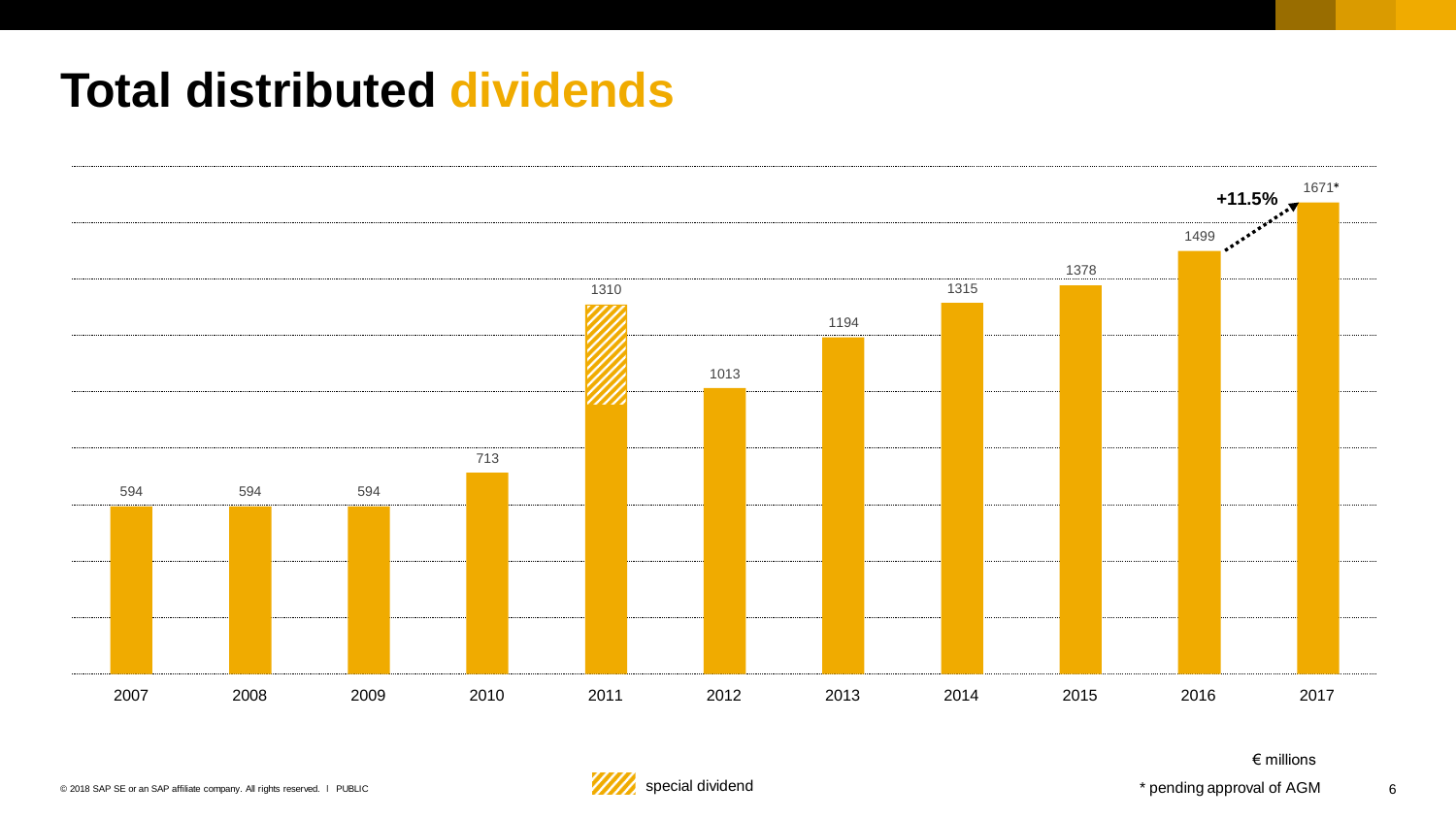# Total distributed dividends

| Year | Dividends (€ millions) |
|---|---|
| 2007 | 594 |
| 2008 | 594 |
| 2009 | 594 |
| 2010 | 713 |
| 2011 | 1310 |
| 2012 | 1013 |
| 2013 | 1194 |
| 2014 | 1315 |
| 2015 | 1378 |
| 2016 | 1499 |
| 2017 | 1671* |

+11.5%

special dividend

€ millions

* pending approval of AGM

© 2018 SAP SE or an SAP affiliate company. All rights reserved. I PUBLIC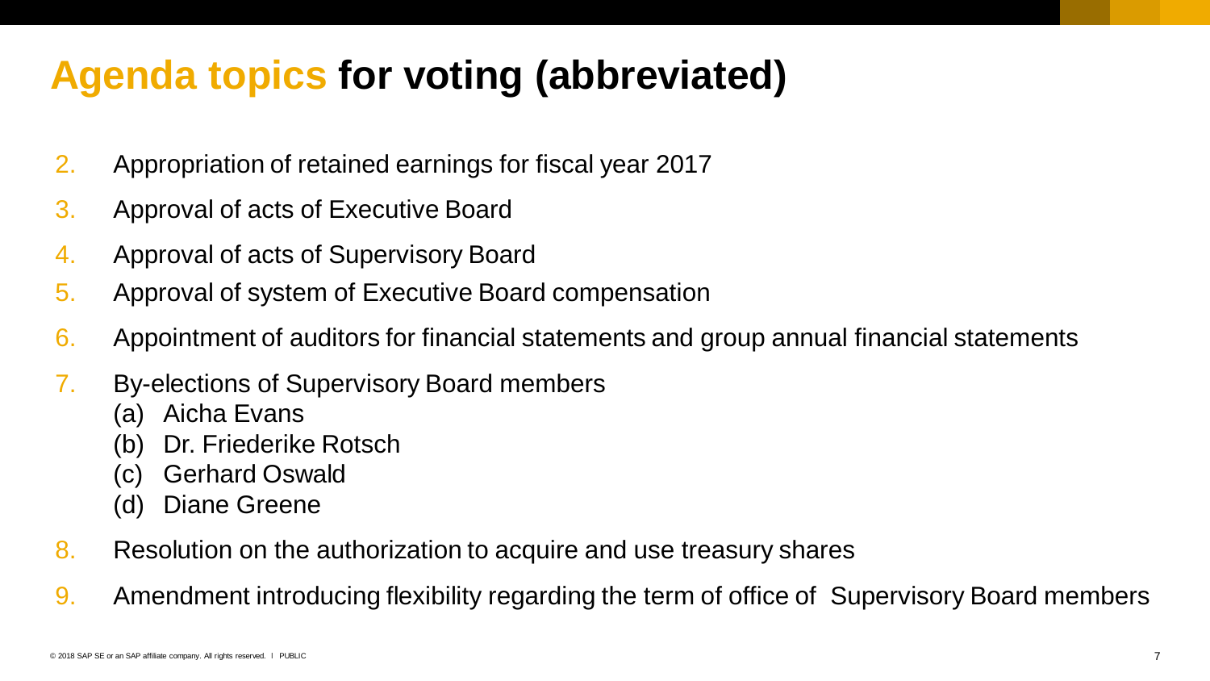# Agenda topics for voting (abbreviated)

2. Appropriation of retained earnings for fiscal year 2017
3. Approval of acts of Executive Board
4. Approval of acts of Supervisory Board
5. Approval of system of Executive Board compensation
6. Appointment of auditors for financial statements and group annual financial statements
7. By-elections of Supervisory Board members
   (a) Aicha Evans
   (b) Dr. Friederike Rotsch
   (c) Gerhard Oswald
   (d) Diane Greene
8. Resolution on the authorization to acquire and use treasury shares
9. Amendment introducing flexibility regarding the term of office of Supervisory Board members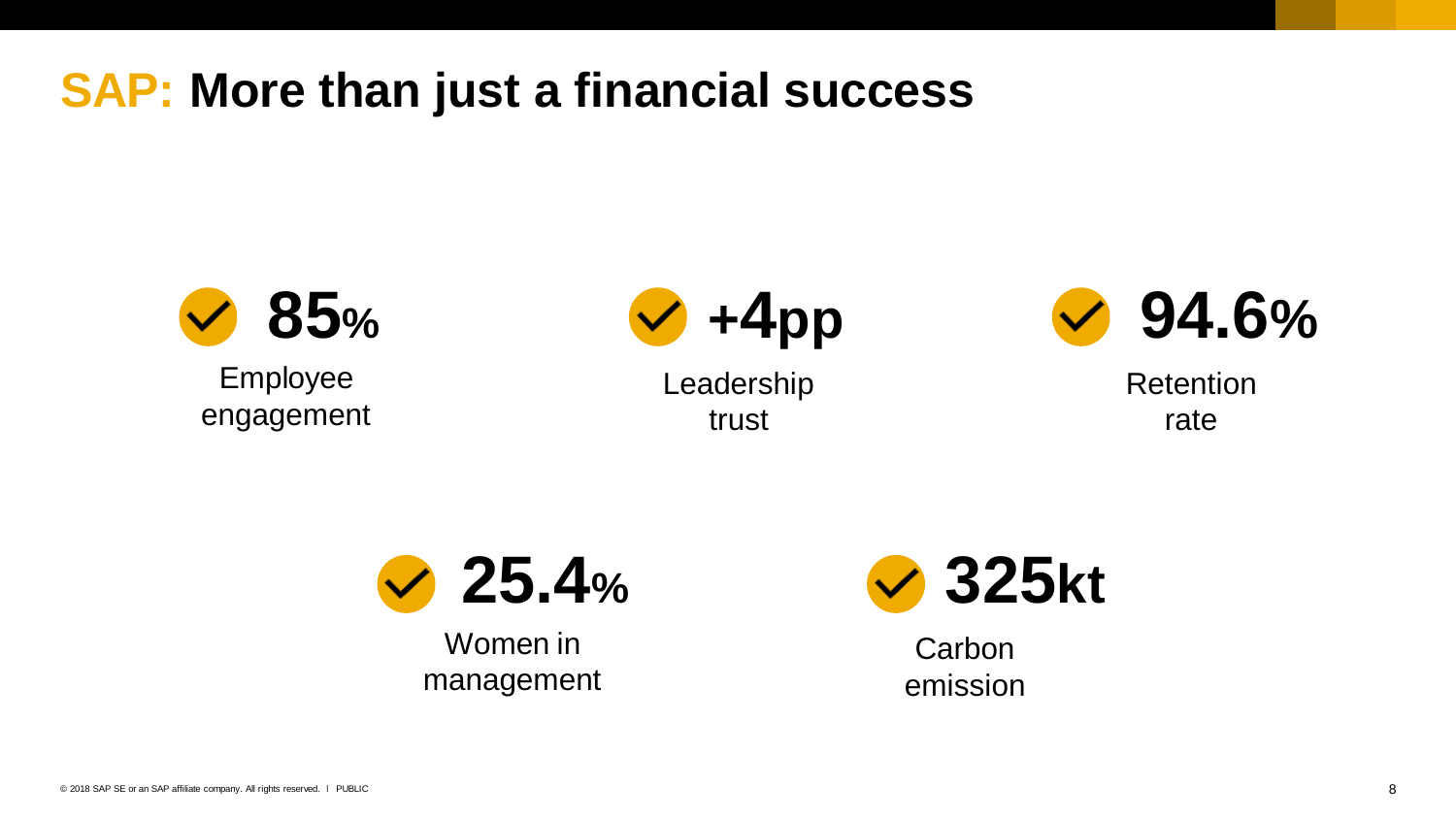# SAP: More than just a financial success

**85%**
Employee engagement

**+4pp**
Leadership trust

**94.6%**
Retention rate

**25.4%**
Women in management

**325kt**
Carbon emission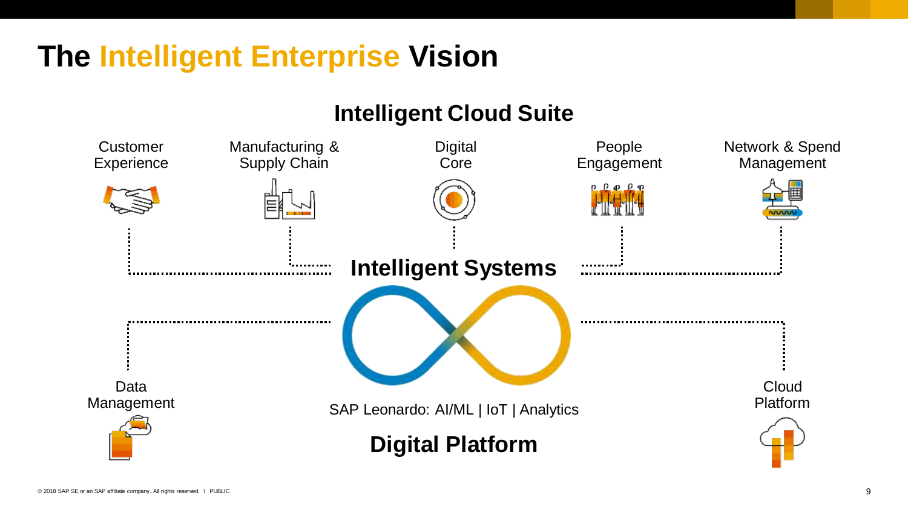# The Intelligent Enterprise Vision

## Intelligent Cloud Suite

Customer Experience

Manufacturing & Supply Chain

Digital Core

People Engagement

Network & Spend Management

## Intelligent Systems

Data Management

SAP Leonardo: AI/ML | IoT | Analytics

Cloud Platform

## Digital Platform

© 2018 SAP SE or an SAP affiliate company. All rights reserved. I PUBLIC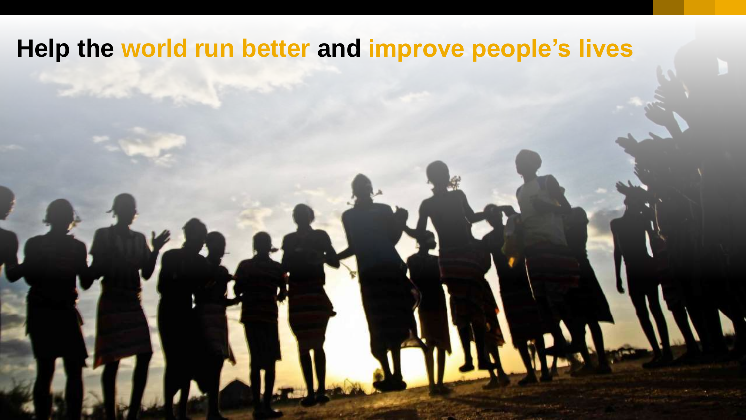# Help the world run better and improve people's lives